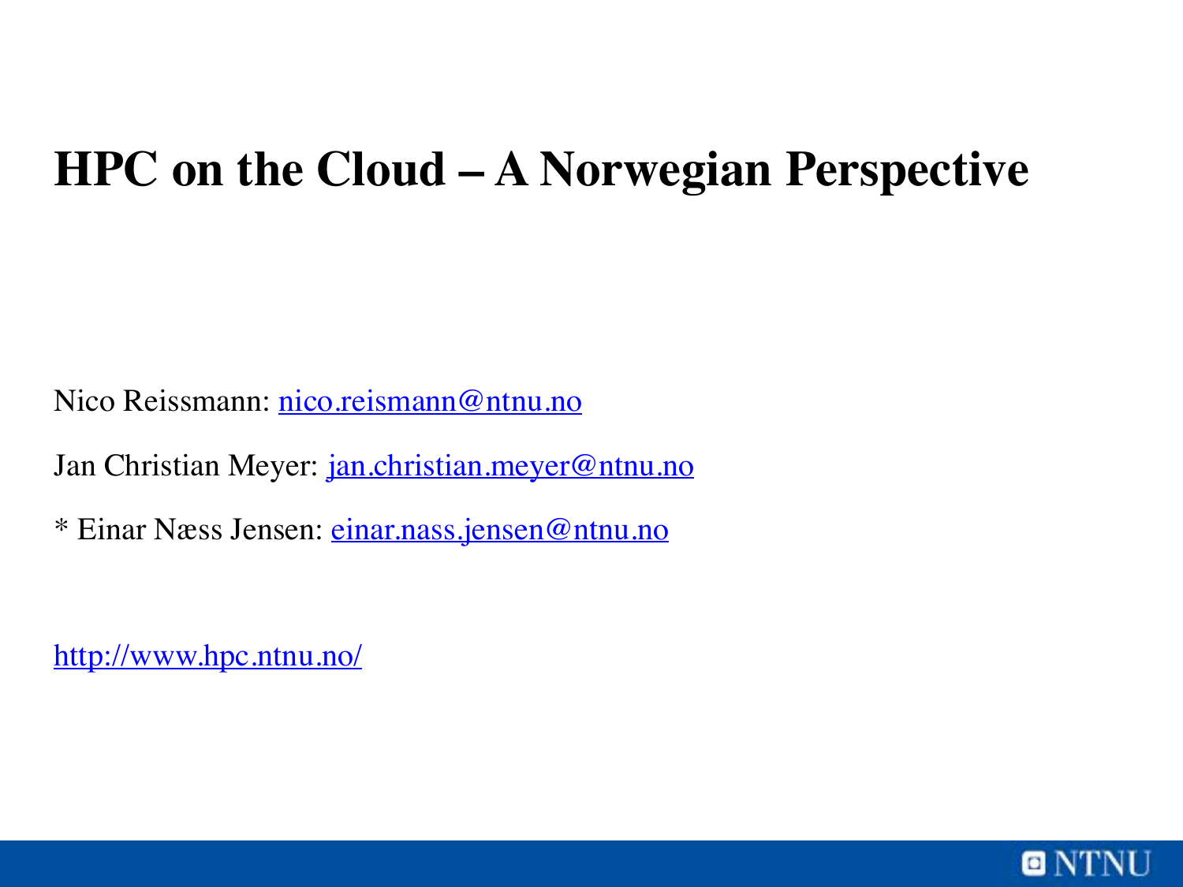# HPC on the Cloud – A Norwegian Perspective

Nico Reissmann: nico.reismann@ntnu.no

Jan Christian Meyer: jan.christian.meyer@ntnu.no

* Einar Næss Jensen: einar.nass.jensen@ntnu.no

http://www.hpc.ntnu.no/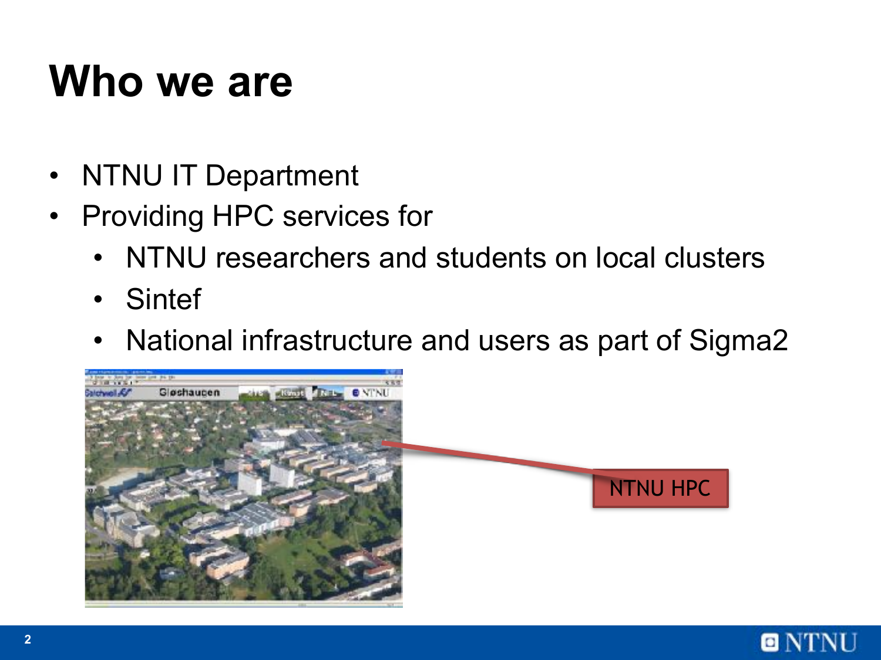# Who we are

- NTNU IT Department
- Providing HPC services for
  - NTNU researchers and students on local clusters
  - Sintef
  - National infrastructure and users as part of Sigma2

NTNU HPC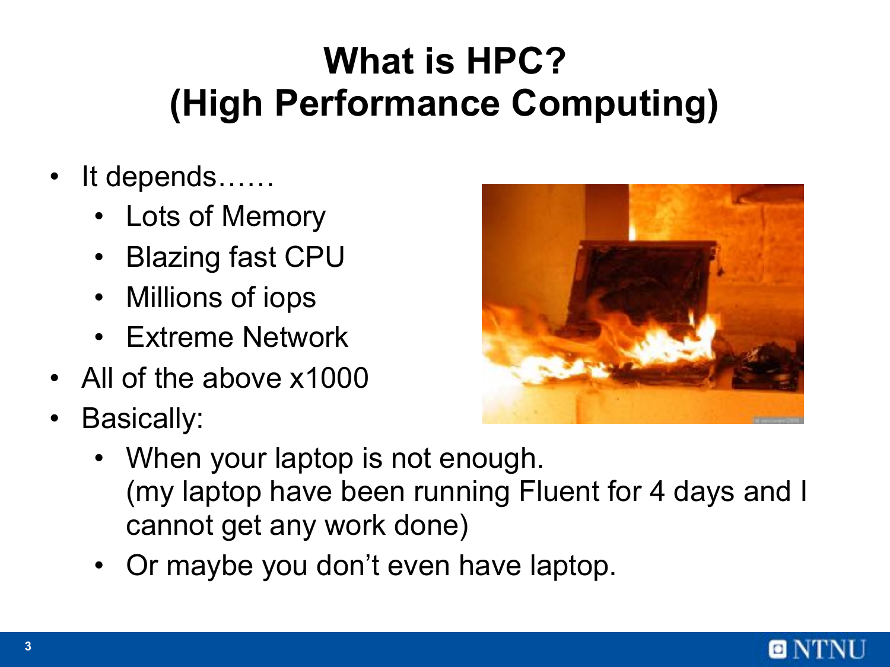# What is HPC?
# (High Performance Computing)

- It depends……
  - Lots of Memory
  - Blazing fast CPU
  - Millions of iops
  - Extreme Network
- All of the above x1000
- Basically:
  - When your laptop is not enough.
    (my laptop have been running Fluent for 4 days and I cannot get any work done)
  - Or maybe you don't even have laptop.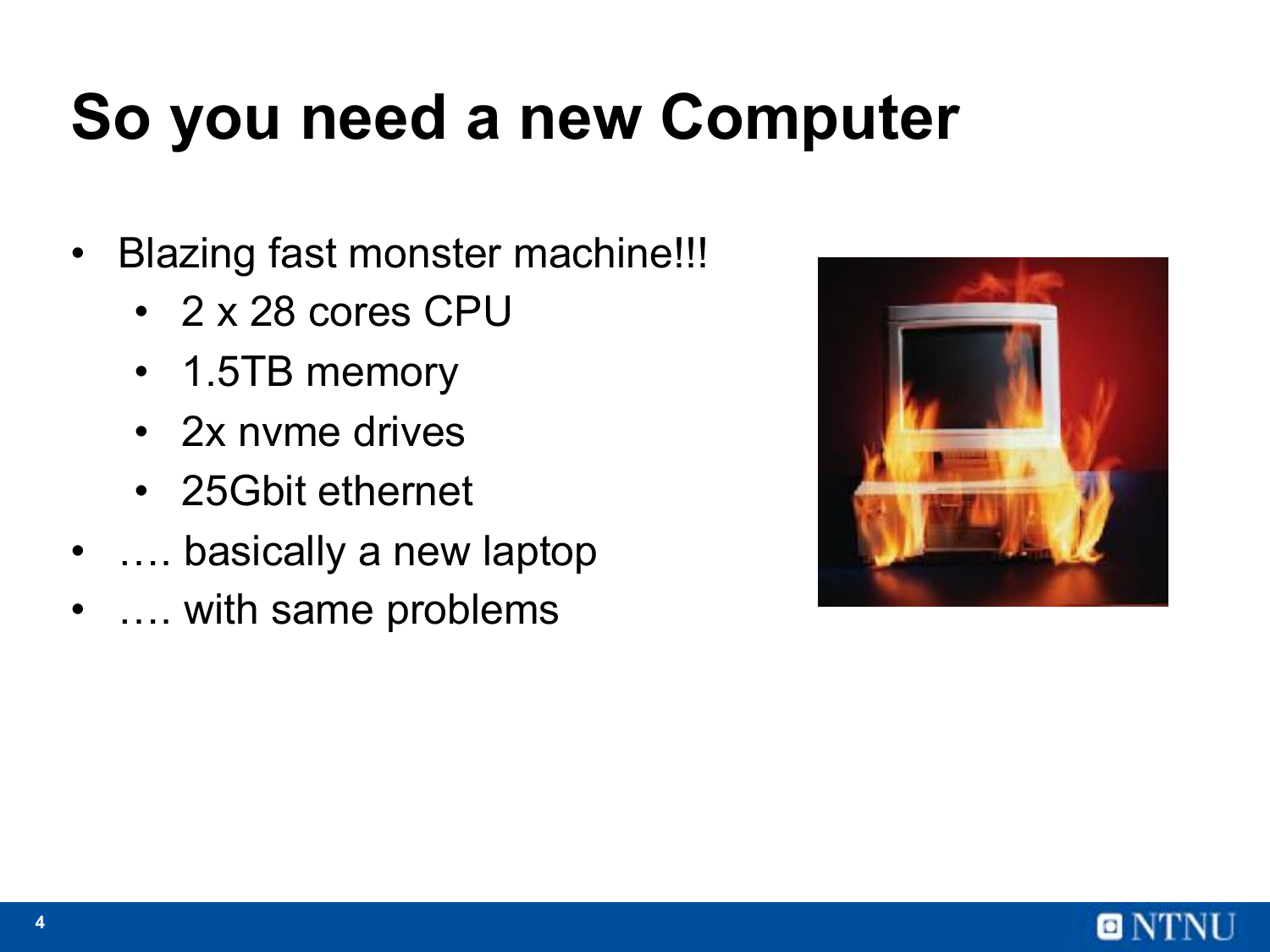# So you need a new Computer

- Blazing fast monster machine!!!
  - 2 x 28 cores CPU
  - 1.5TB memory
  - 2x nvme drives
  - 25Gbit ethernet
- …. basically a new laptop
- …. with same problems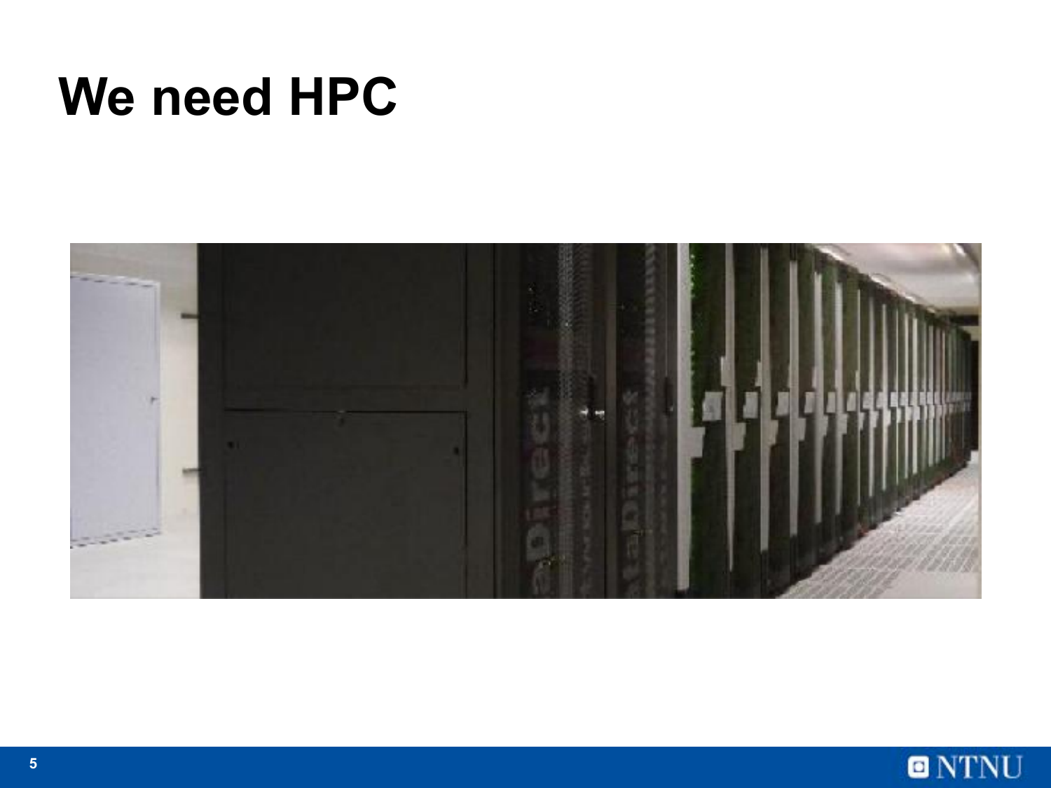# We need HPC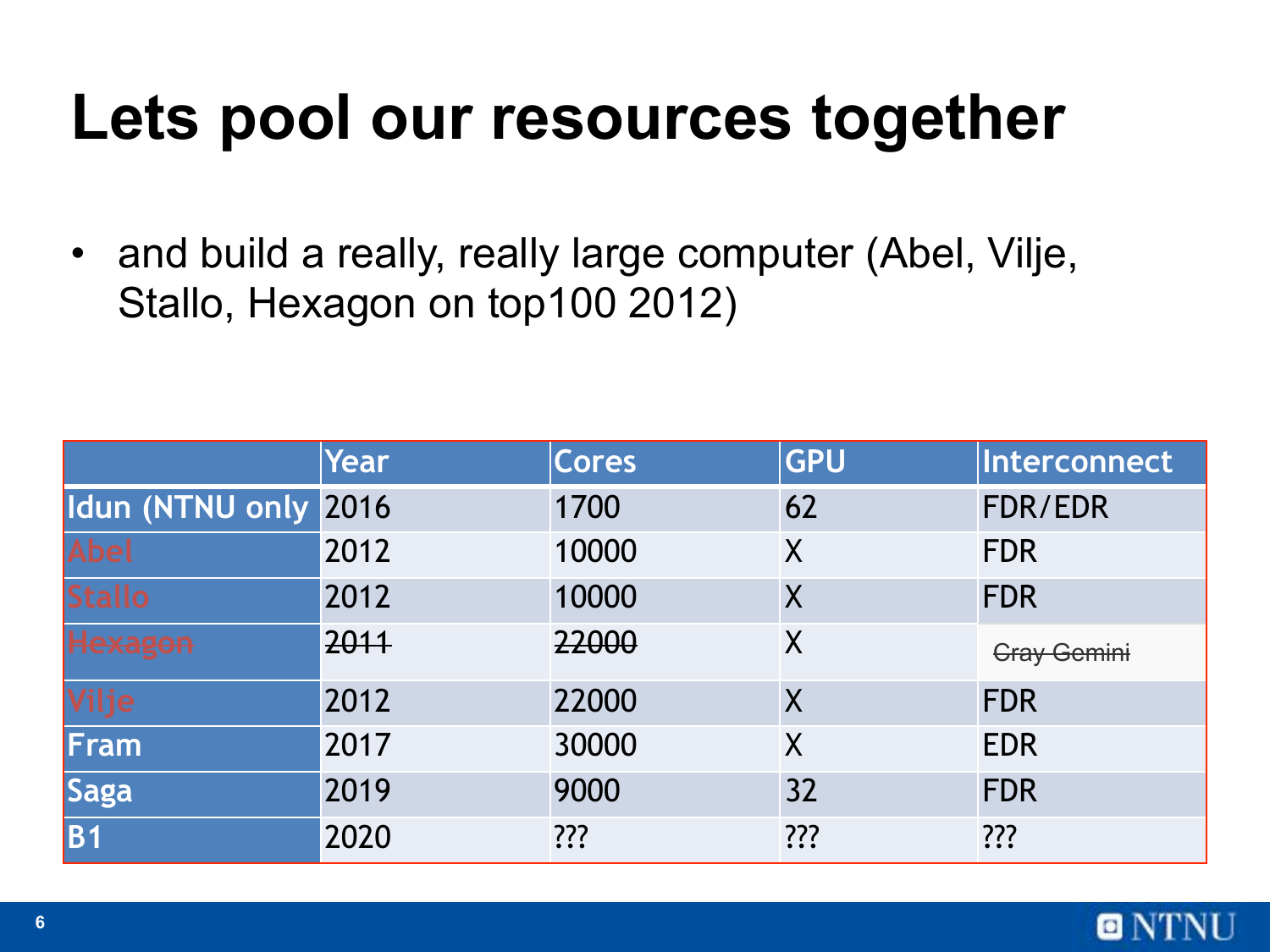# Lets pool our resources together

- and build a really, really large computer (Abel, Vilje, Stallo, Hexagon on top100 2012)

| | Year | Cores | GPU | Interconnect |
|---|---|---|---|---|
| Idun (NTNU only | 2016 | 1700 | 62 | FDR/EDR |
| Abel | 2012 | 10000 | X | FDR |
| Stallo | 2012 | 10000 | X | FDR |
| ~~Hexagon~~ | ~~2011~~ | ~~22000~~ | X | ~~Cray Gemini~~ |
| Vilje | 2012 | 22000 | X | FDR |
| Fram | 2017 | 30000 | X | EDR |
| Saga | 2019 | 9000 | 32 | FDR |
| B1 | 2020 | ??? | ??? | ??? |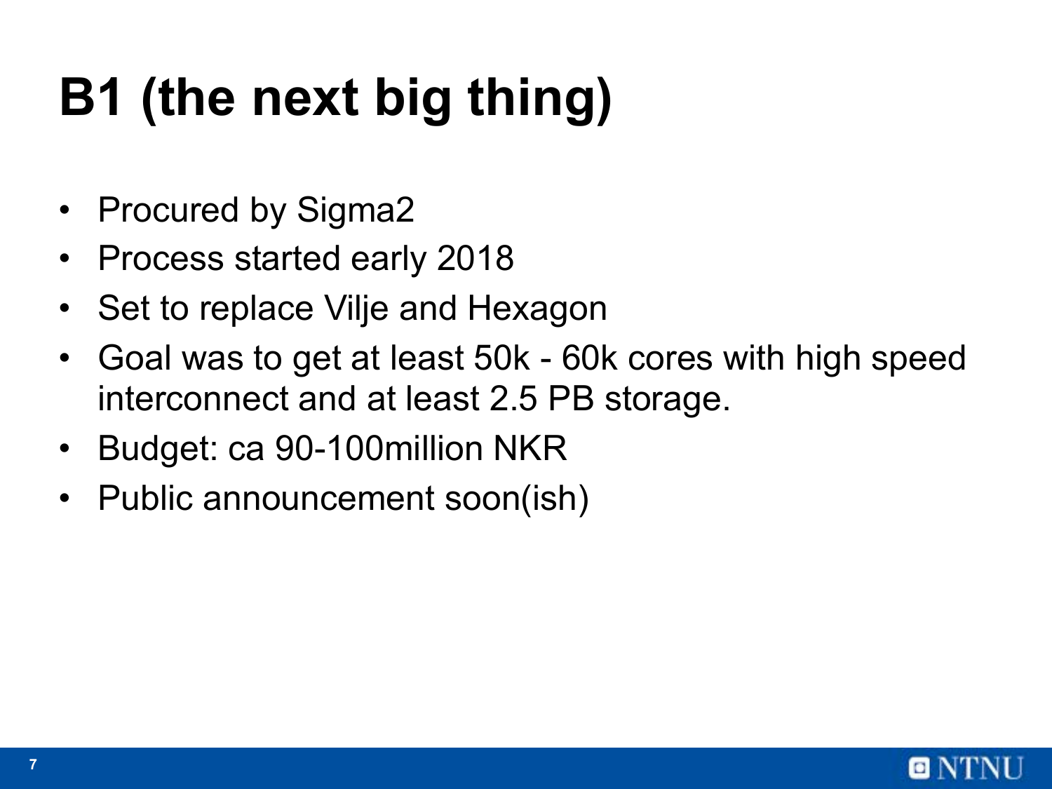# B1 (the next big thing)

- Procured by Sigma2
- Process started early 2018
- Set to replace Vilje and Hexagon
- Goal was to get at least 50k - 60k cores with high speed interconnect and at least 2.5 PB storage.
- Budget: ca 90-100million NKR
- Public announcement soon(ish)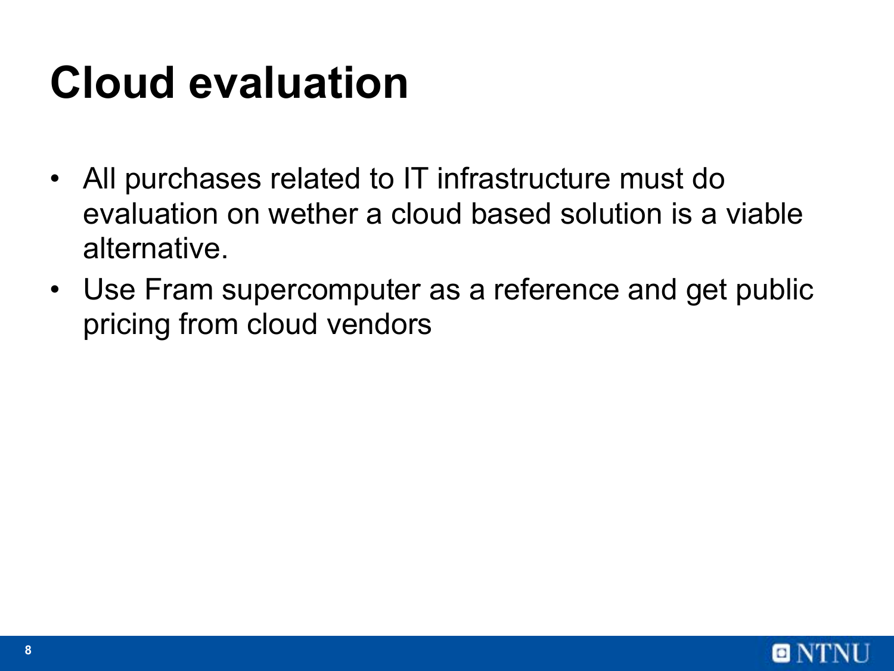# Cloud evaluation

- All purchases related to IT infrastructure must do evaluation on wether a cloud based solution is a viable alternative.
- Use Fram supercomputer as a reference and get public pricing from cloud vendors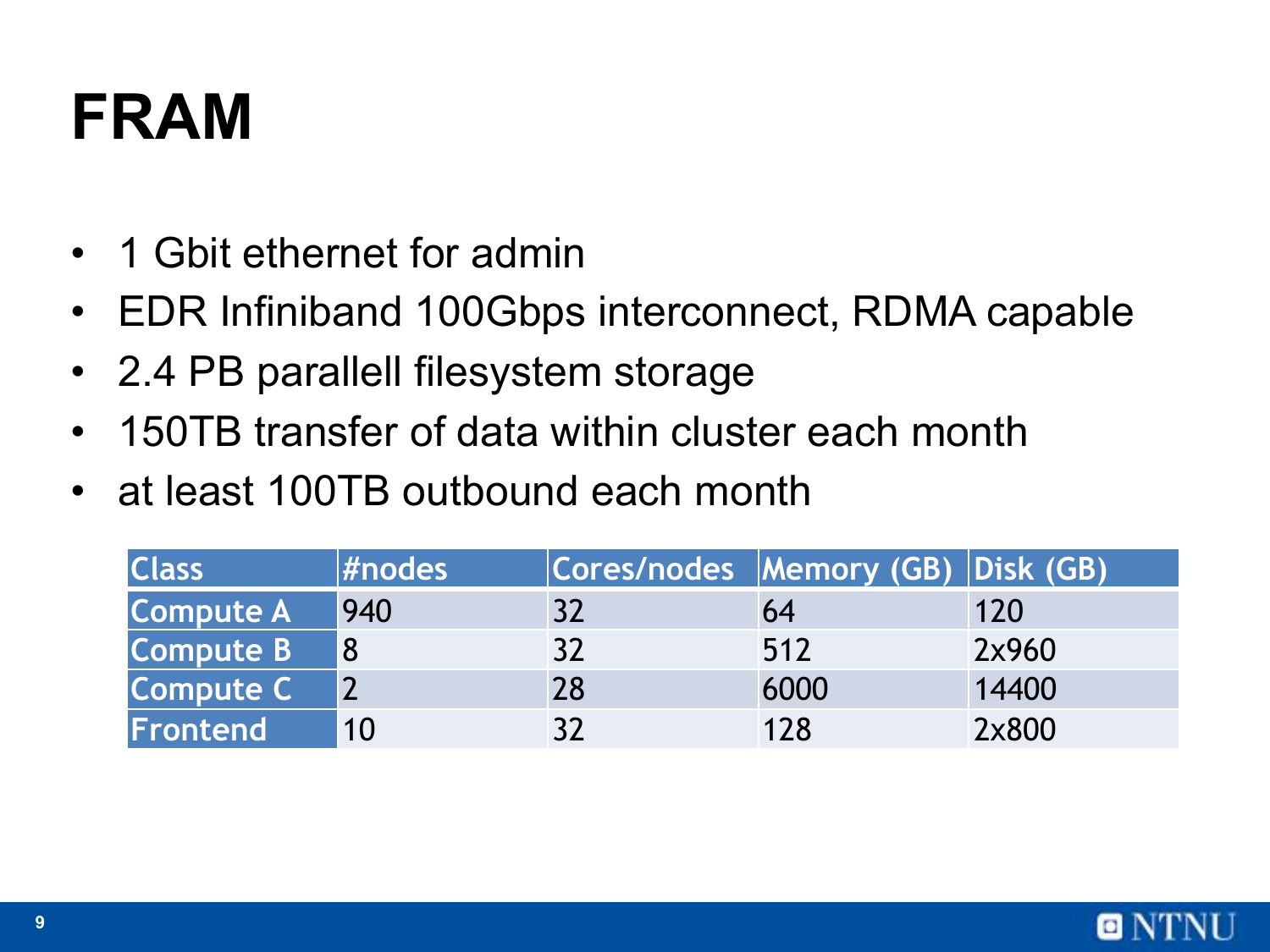# FRAM

- 1 Gbit ethernet for admin
- EDR Infiniband 100Gbps interconnect, RDMA capable
- 2.4 PB parallell filesystem storage
- 150TB transfer of data within cluster each month
- at least 100TB outbound each month

| Class | #nodes | Cores/nodes | Memory (GB) | Disk (GB) |
|---|---|---|---|---|
| Compute A | 940 | 32 | 64 | 120 |
| Compute B | 8 | 32 | 512 | 2x960 |
| Compute C | 2 | 28 | 6000 | 14400 |
| Frontend | 10 | 32 | 128 | 2x800 |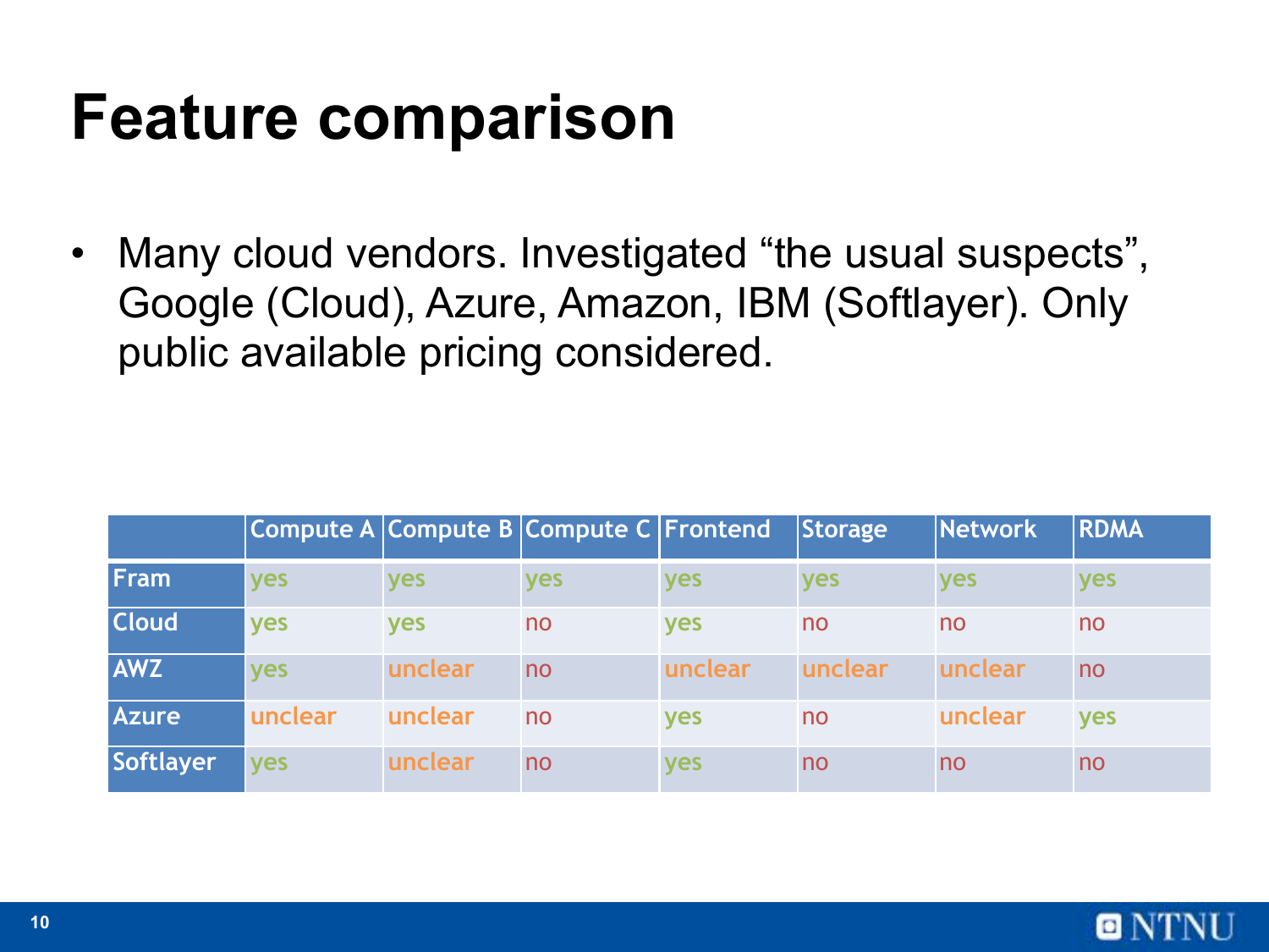# Feature comparison

- Many cloud vendors. Investigated "the usual suspects", Google (Cloud), Azure, Amazon, IBM (Softlayer). Only public available pricing considered.

| | Compute A | Compute B | Compute C | Frontend | Storage | Network | RDMA |
|---|---|---|---|---|---|---|---|
| Fram | yes | yes | yes | yes | yes | yes | yes |
| Cloud | yes | yes | no | yes | no | no | no |
| AWZ | yes | unclear | no | unclear | unclear | unclear | no |
| Azure | unclear | unclear | no | yes | no | unclear | yes |
| Softlayer | yes | unclear | no | yes | no | no | no |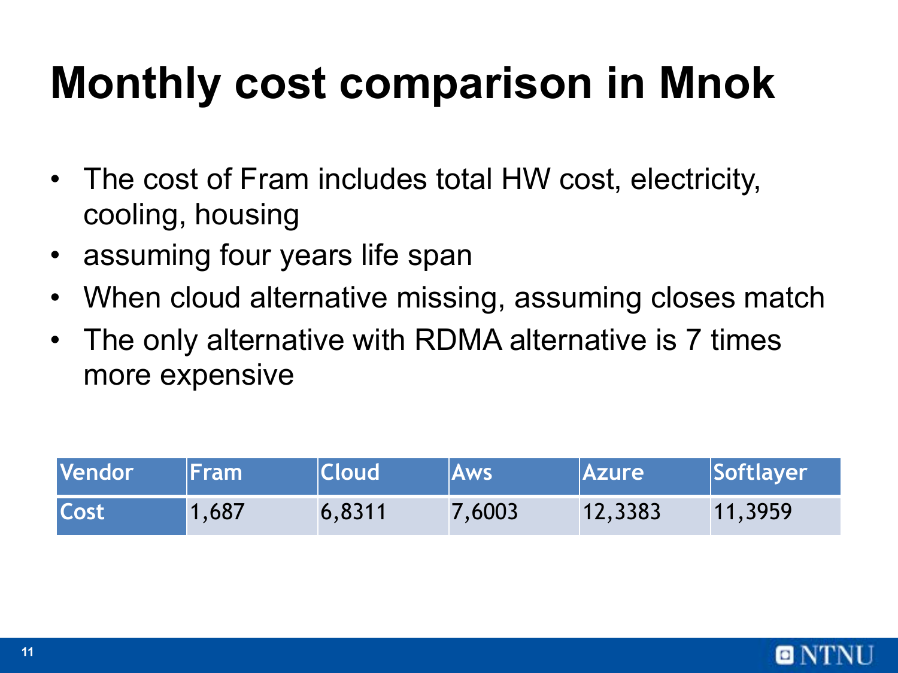# Monthly cost comparison in Mnok

- The cost of Fram includes total HW cost, electricity, cooling, housing
- assuming four years life span
- When cloud alternative missing, assuming closes match
- The only alternative with RDMA alternative is 7 times more expensive

| Vendor | Fram | Cloud | Aws | Azure | Softlayer |
|---|---|---|---|---|---|
| Cost | 1,687 | 6,8311 | 7,6003 | 12,3383 | 11,3959 |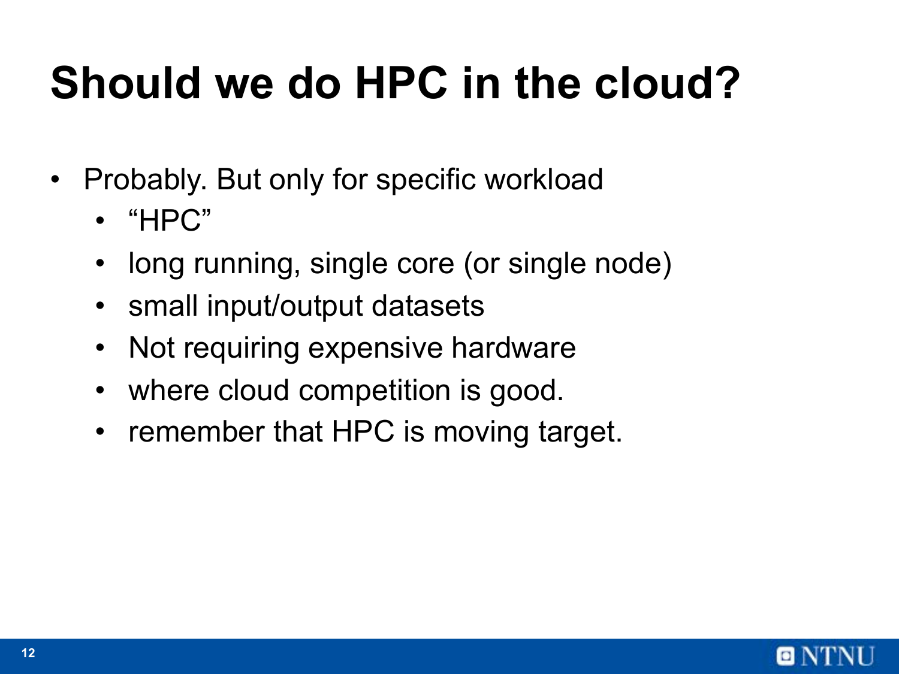# Should we do HPC in the cloud?

- Probably. But only for specific workload
  - “HPC”
  - long running, single core (or single node)
  - small input/output datasets
  - Not requiring expensive hardware
  - where cloud competition is good.
  - remember that HPC is moving target.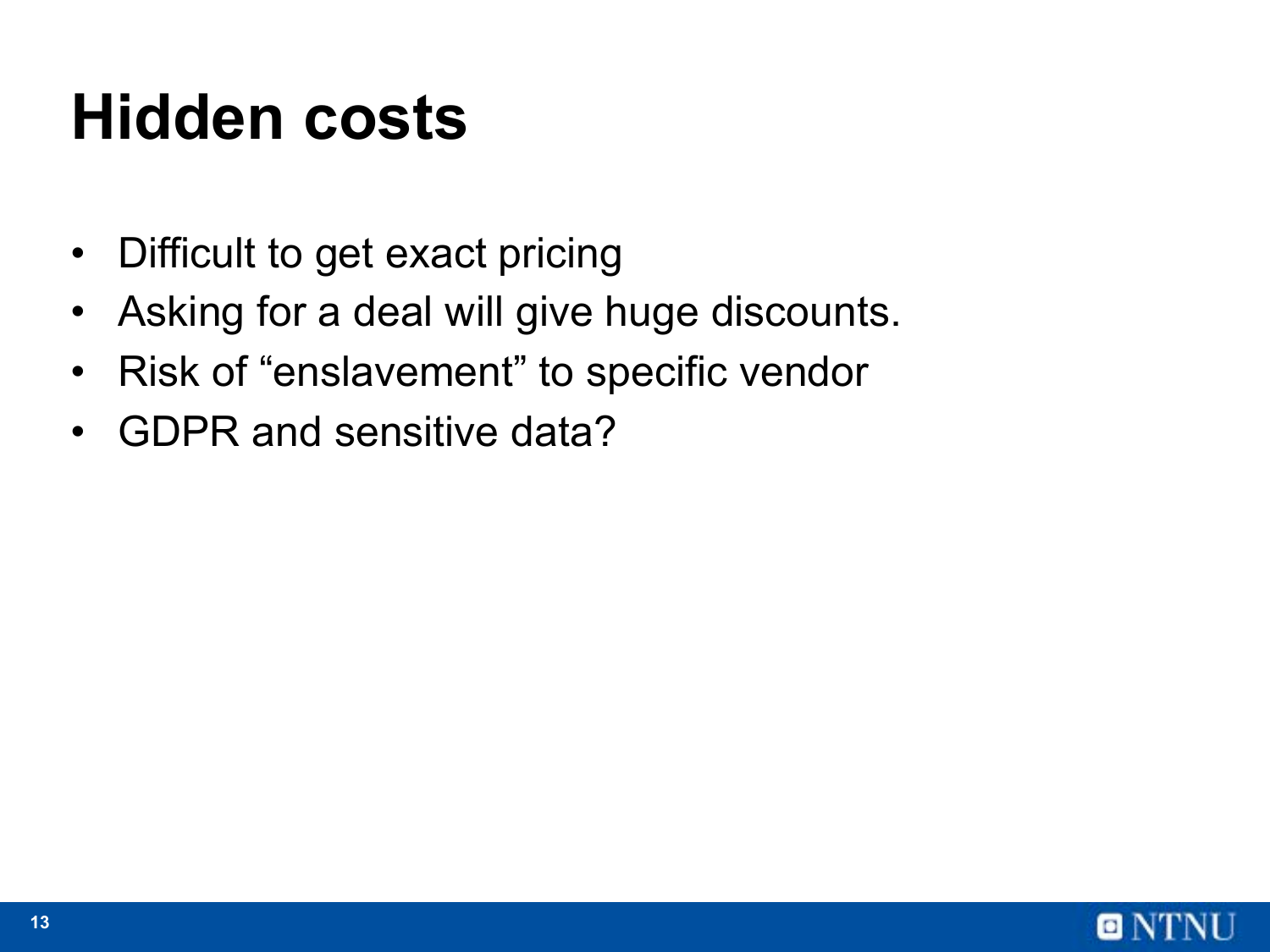# Hidden costs

- Difficult to get exact pricing
- Asking for a deal will give huge discounts.
- Risk of “enslavement” to specific vendor
- GDPR and sensitive data?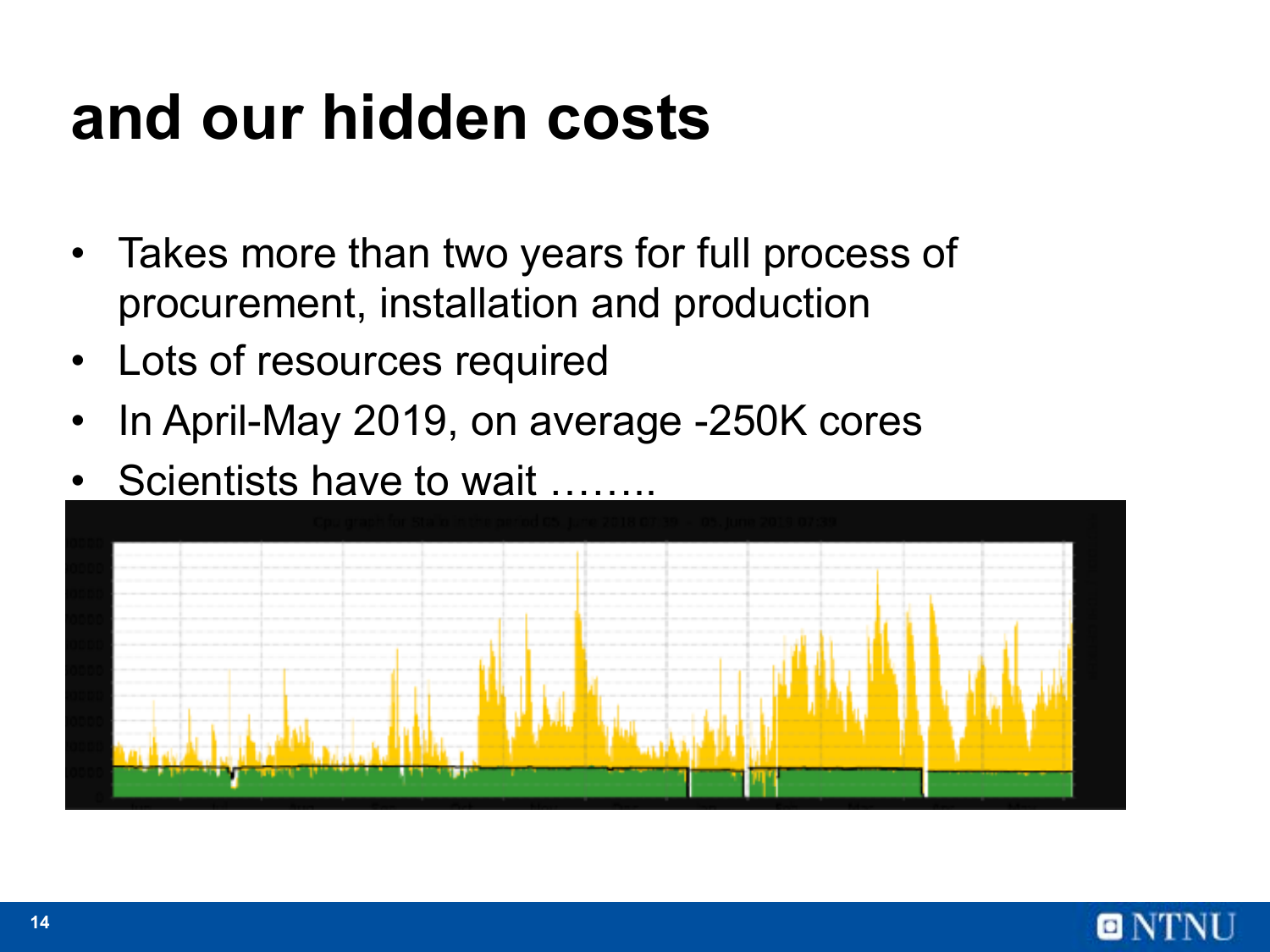# and our hidden costs

- Takes more than two years for full process of procurement, installation and production
- Lots of resources required
- In April-May 2019, on average -250K cores
- Scientists have to wait ……..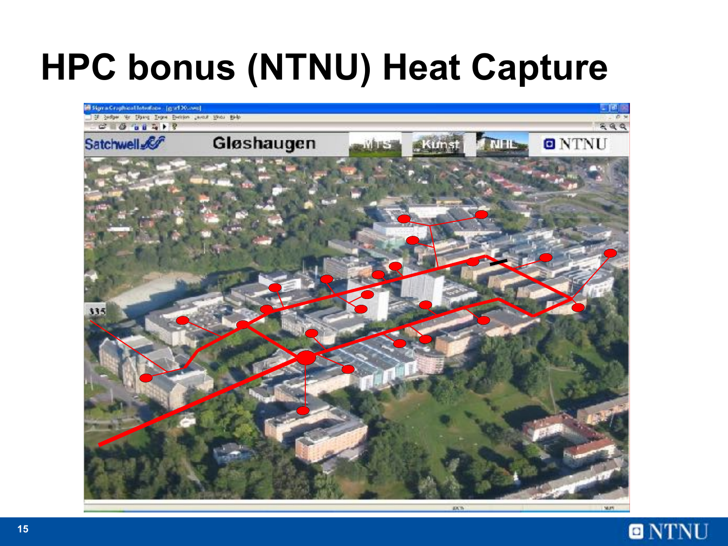# HPC bonus (NTNU) Heat Capture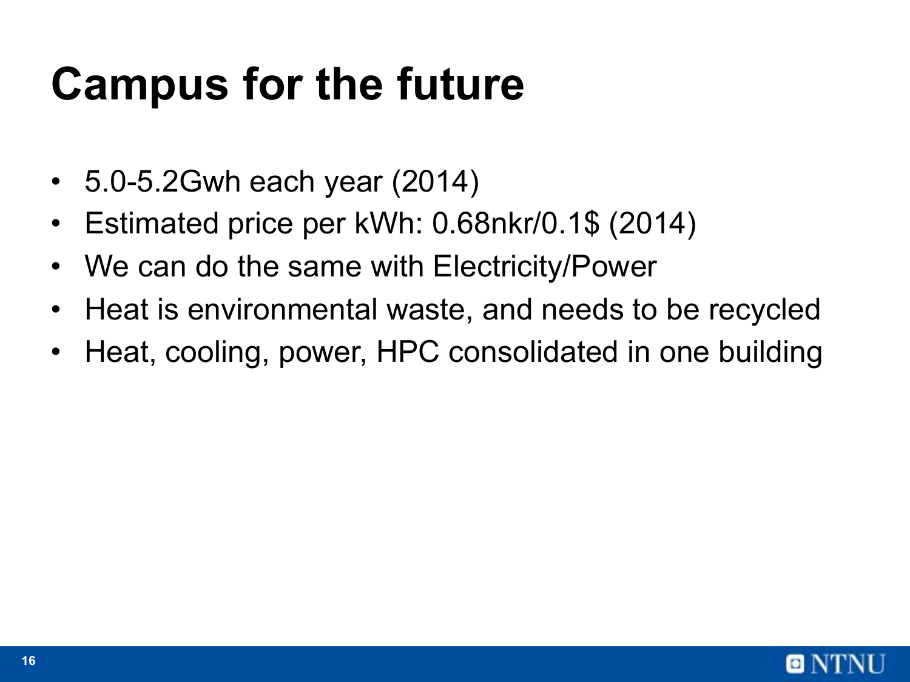# Campus for the future

- 5.0-5.2Gwh each year (2014)
- Estimated price per kWh: 0.68nkr/0.1$ (2014)
- We can do the same with Electricity/Power
- Heat is environmental waste, and needs to be recycled
- Heat, cooling, power, HPC consolidated in one building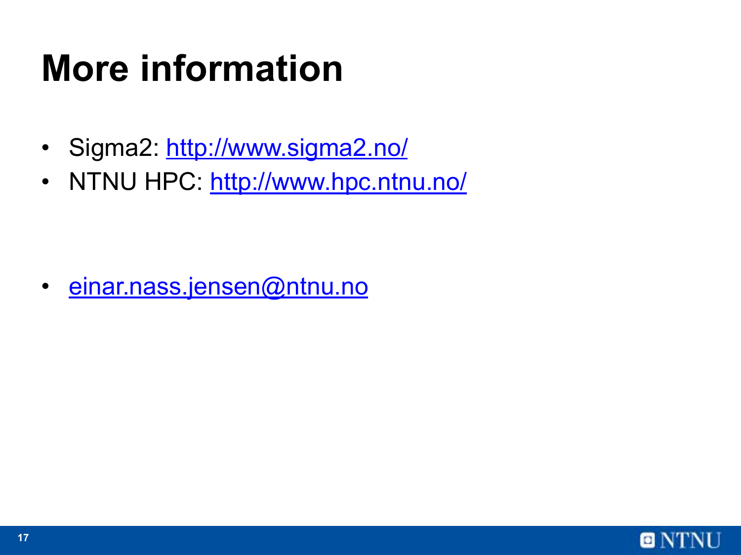# More information

- Sigma2: http://www.sigma2.no/
- NTNU HPC: http://www.hpc.ntnu.no/

- einar.nass.jensen@ntnu.no